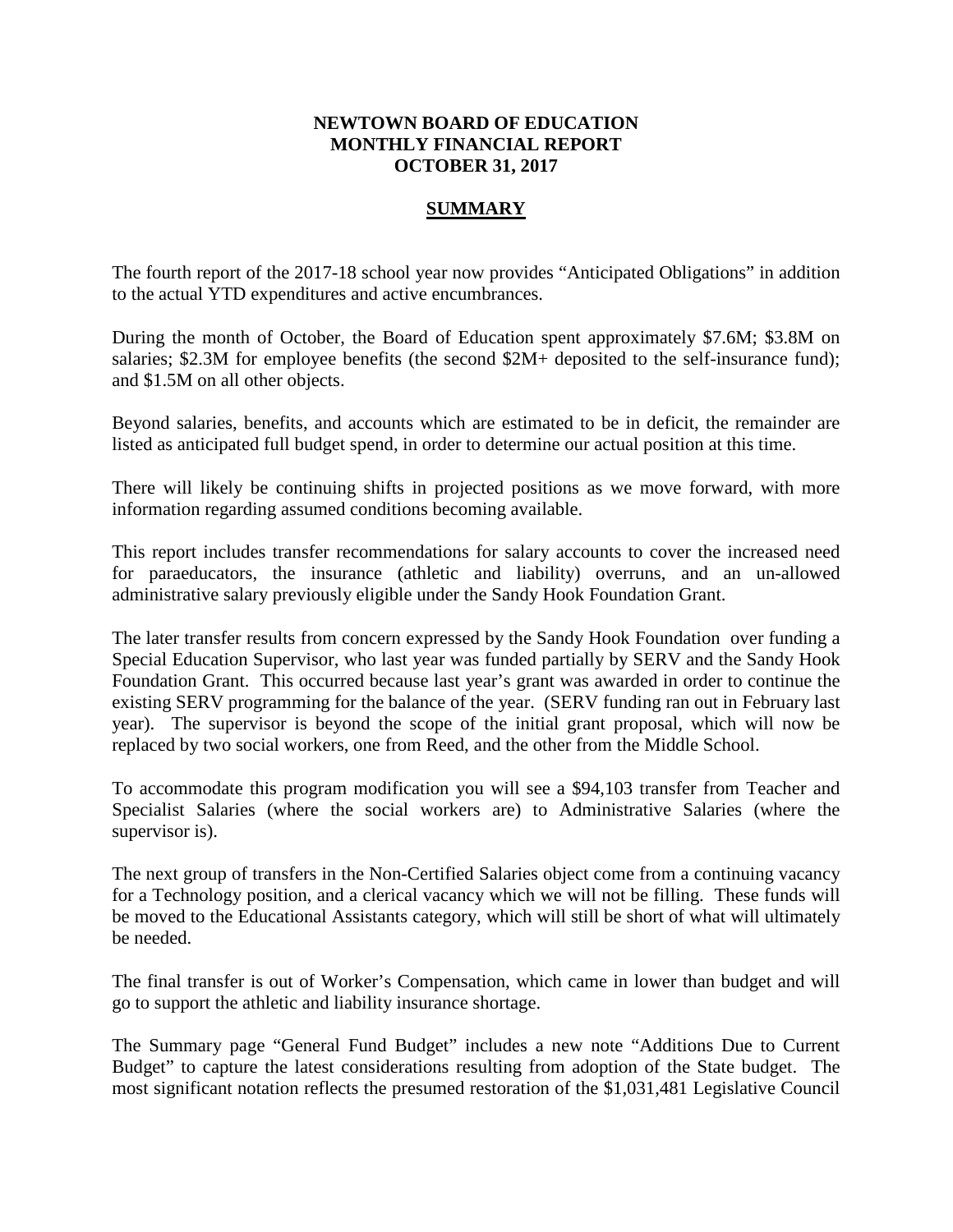**NEWTOWN BOARD OF EDUCATION**
**MONTHLY FINANCIAL REPORT**
**OCTOBER 31, 2017**

## SUMMARY

The fourth report of the 2017-18 school year now provides "Anticipated Obligations" in addition to the actual YTD expenditures and active encumbrances.

During the month of October, the Board of Education spent approximately \$7.6M; \$3.8M on salaries; \$2.3M for employee benefits (the second \$2M+ deposited to the self-insurance fund); and \$1.5M on all other objects.

Beyond salaries, benefits, and accounts which are estimated to be in deficit, the remainder are listed as anticipated full budget spend, in order to determine our actual position at this time.

There will likely be continuing shifts in projected positions as we move forward, with more information regarding assumed conditions becoming available.

This report includes transfer recommendations for salary accounts to cover the increased need for paraeducators, the insurance (athletic and liability) overruns, and an un-allowed administrative salary previously eligible under the Sandy Hook Foundation Grant.

The later transfer results from concern expressed by the Sandy Hook Foundation over funding a Special Education Supervisor, who last year was funded partially by SERV and the Sandy Hook Foundation Grant. This occurred because last year's grant was awarded in order to continue the existing SERV programming for the balance of the year. (SERV funding ran out in February last year). The supervisor is beyond the scope of the initial grant proposal, which will now be replaced by two social workers, one from Reed, and the other from the Middle School.

To accommodate this program modification you will see a \$94,103 transfer from Teacher and Specialist Salaries (where the social workers are) to Administrative Salaries (where the supervisor is).

The next group of transfers in the Non-Certified Salaries object come from a continuing vacancy for a Technology position, and a clerical vacancy which we will not be filling. These funds will be moved to the Educational Assistants category, which will still be short of what will ultimately be needed.

The final transfer is out of Worker's Compensation, which came in lower than budget and will go to support the athletic and liability insurance shortage.

The Summary page "General Fund Budget" includes a new note "Additions Due to Current Budget" to capture the latest considerations resulting from adoption of the State budget. The most significant notation reflects the presumed restoration of the \$1,031,481 Legislative Council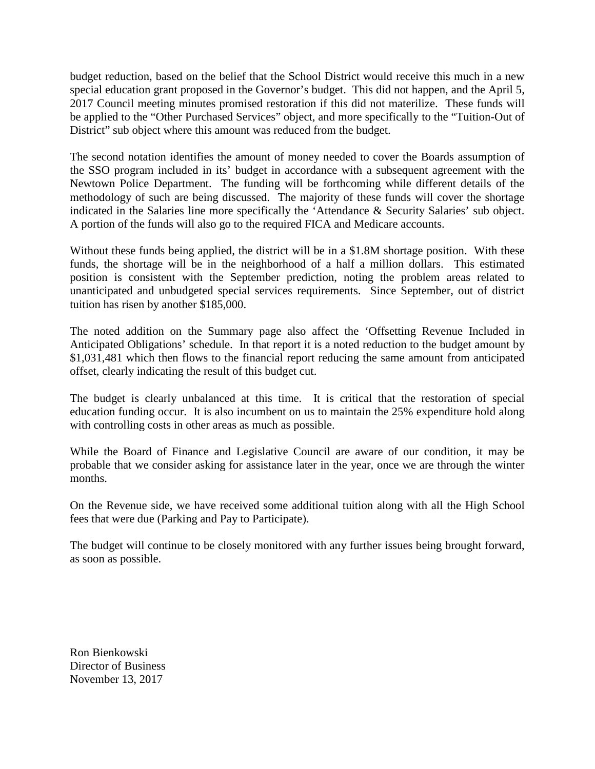budget reduction, based on the belief that the School District would receive this much in a new special education grant proposed in the Governor's budget. This did not happen, and the April 5, 2017 Council meeting minutes promised restoration if this did not materilize. These funds will be applied to the "Other Purchased Services" object, and more specifically to the "Tuition-Out of District" sub object where this amount was reduced from the budget.

The second notation identifies the amount of money needed to cover the Boards assumption of the SSO program included in its' budget in accordance with a subsequent agreement with the Newtown Police Department. The funding will be forthcoming while different details of the methodology of such are being discussed. The majority of these funds will cover the shortage indicated in the Salaries line more specifically the 'Attendance & Security Salaries' sub object. A portion of the funds will also go to the required FICA and Medicare accounts.

Without these funds being applied, the district will be in a $1.8M shortage position. With these funds, the shortage will be in the neighborhood of a half a million dollars. This estimated position is consistent with the September prediction, noting the problem areas related to unanticipated and unbudgeted special services requirements. Since September, out of district tuition has risen by another $185,000.

The noted addition on the Summary page also affect the 'Offsetting Revenue Included in Anticipated Obligations' schedule. In that report it is a noted reduction to the budget amount by $1,031,481 which then flows to the financial report reducing the same amount from anticipated offset, clearly indicating the result of this budget cut.

The budget is clearly unbalanced at this time. It is critical that the restoration of special education funding occur. It is also incumbent on us to maintain the 25% expenditure hold along with controlling costs in other areas as much as possible.

While the Board of Finance and Legislative Council are aware of our condition, it may be probable that we consider asking for assistance later in the year, once we are through the winter months.

On the Revenue side, we have received some additional tuition along with all the High School fees that were due (Parking and Pay to Participate).

The budget will continue to be closely monitored with any further issues being brought forward, as soon as possible.

Ron Bienkowski
Director of Business
November 13, 2017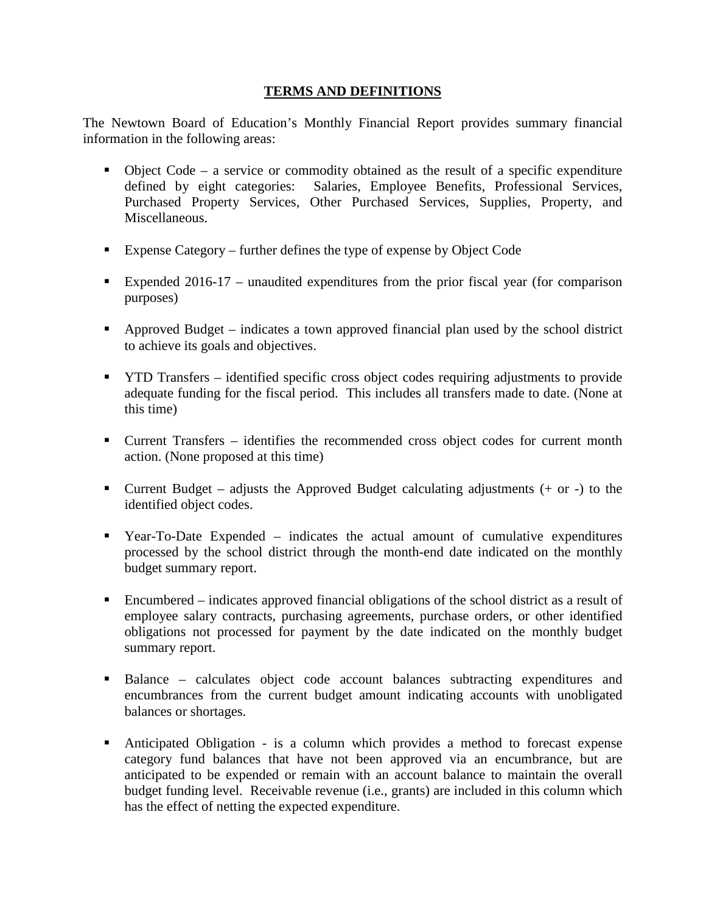## TERMS AND DEFINITIONS

The Newtown Board of Education's Monthly Financial Report provides summary financial information in the following areas:

- Object Code – a service or commodity obtained as the result of a specific expenditure defined by eight categories: Salaries, Employee Benefits, Professional Services, Purchased Property Services, Other Purchased Services, Supplies, Property, and Miscellaneous.

- Expense Category – further defines the type of expense by Object Code

- Expended 2016-17 – unaudited expenditures from the prior fiscal year (for comparison purposes)

- Approved Budget – indicates a town approved financial plan used by the school district to achieve its goals and objectives.

- YTD Transfers – identified specific cross object codes requiring adjustments to provide adequate funding for the fiscal period. This includes all transfers made to date. (None at this time)

- Current Transfers – identifies the recommended cross object codes for current month action. (None proposed at this time)

- Current Budget – adjusts the Approved Budget calculating adjustments (+ or -) to the identified object codes.

- Year-To-Date Expended – indicates the actual amount of cumulative expenditures processed by the school district through the month-end date indicated on the monthly budget summary report.

- Encumbered – indicates approved financial obligations of the school district as a result of employee salary contracts, purchasing agreements, purchase orders, or other identified obligations not processed for payment by the date indicated on the monthly budget summary report.

- Balance – calculates object code account balances subtracting expenditures and encumbrances from the current budget amount indicating accounts with unobligated balances or shortages.

- Anticipated Obligation - is a column which provides a method to forecast expense category fund balances that have not been approved via an encumbrance, but are anticipated to be expended or remain with an account balance to maintain the overall budget funding level. Receivable revenue (i.e., grants) are included in this column which has the effect of netting the expected expenditure.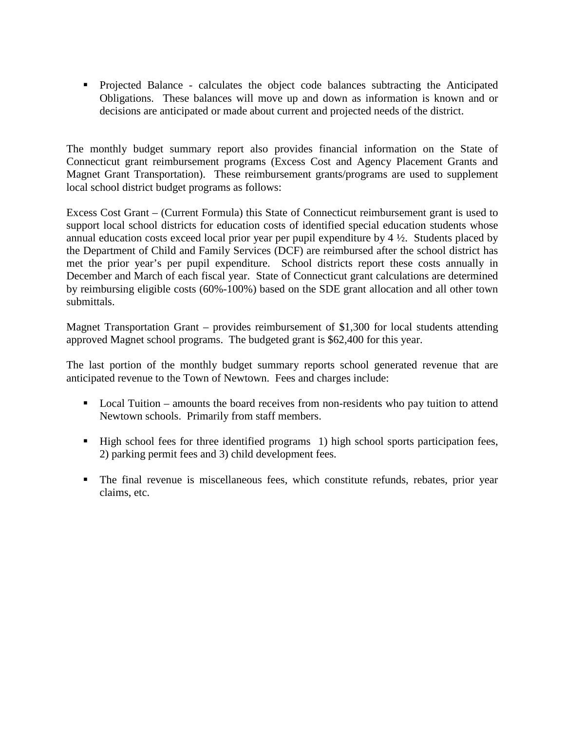- Projected Balance - calculates the object code balances subtracting the Anticipated Obligations. These balances will move up and down as information is known and or decisions are anticipated or made about current and projected needs of the district.

The monthly budget summary report also provides financial information on the State of Connecticut grant reimbursement programs (Excess Cost and Agency Placement Grants and Magnet Grant Transportation). These reimbursement grants/programs are used to supplement local school district budget programs as follows:

Excess Cost Grant – (Current Formula) this State of Connecticut reimbursement grant is used to support local school districts for education costs of identified special education students whose annual education costs exceed local prior year per pupil expenditure by 4 ½. Students placed by the Department of Child and Family Services (DCF) are reimbursed after the school district has met the prior year's per pupil expenditure. School districts report these costs annually in December and March of each fiscal year. State of Connecticut grant calculations are determined by reimbursing eligible costs (60%-100%) based on the SDE grant allocation and all other town submittals.

Magnet Transportation Grant – provides reimbursement of $1,300 for local students attending approved Magnet school programs. The budgeted grant is $62,400 for this year.

The last portion of the monthly budget summary reports school generated revenue that are anticipated revenue to the Town of Newtown. Fees and charges include:

- Local Tuition – amounts the board receives from non-residents who pay tuition to attend Newtown schools. Primarily from staff members.
- High school fees for three identified programs 1) high school sports participation fees, 2) parking permit fees and 3) child development fees.
- The final revenue is miscellaneous fees, which constitute refunds, rebates, prior year claims, etc.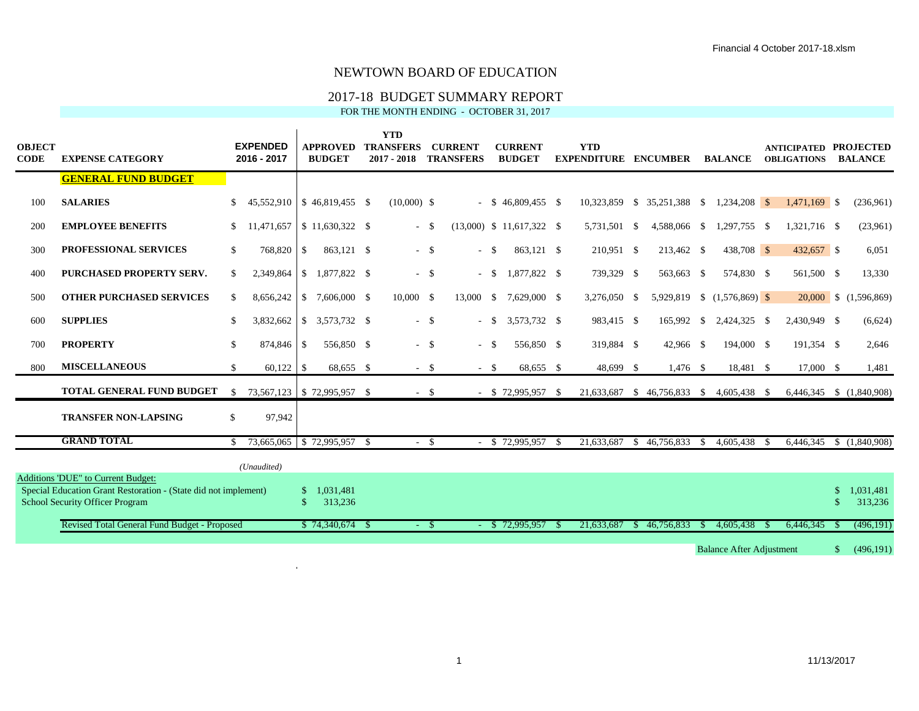# NEWTOWN BOARD OF EDUCATION

## 2017-18 BUDGET SUMMARY REPORT

FOR THE MONTH ENDING - OCTOBER 31, 2017

| OBJECT CODE | EXPENSE CATEGORY | EXPENDED 2016 - 2017 | APPROVED BUDGET | YTD TRANSFERS 2017 - 2018 | CURRENT TRANSFERS | CURRENT BUDGET | YTD EXPENDITURE | ENCUMBER | BALANCE | ANTICIPATED OBLIGATIONS | PROJECTED BALANCE |
|---|---|---|---|---|---|---|---|---|---|---|---|
| | **GENERAL FUND BUDGET** | | | | | | | | | | |
| 100 | **SALARIES** | $ 45,552,910 | $ 46,819,455 | $ (10,000) | $ - | $ 46,809,455 | $ 10,323,859 | $ 35,251,388 | $ 1,234,208 | $ 1,471,169 | $ (236,961) |
| 200 | **EMPLOYEE BENEFITS** | $ 11,471,657 | $ 11,630,322 | $ - | $ (13,000) | $ 11,617,322 | $ 5,731,501 | $ 4,588,066 | $ 1,297,755 | $ 1,321,716 | $ (23,961) |
| 300 | **PROFESSIONAL SERVICES** | $ 768,820 | $ 863,121 | $ - | $ - | $ 863,121 | $ 210,951 | $ 213,462 | $ 438,708 | $ 432,657 | $ 6,051 |
| 400 | **PURCHASED PROPERTY SERV.** | $ 2,349,864 | $ 1,877,822 | $ - | $ - | $ 1,877,822 | $ 739,329 | $ 563,663 | $ 574,830 | $ 561,500 | $ 13,330 |
| 500 | **OTHER PURCHASED SERVICES** | $ 8,656,242 | $ 7,606,000 | $ 10,000 | $ 13,000 | $ 7,629,000 | $ 3,276,050 | $ 5,929,819 | $ (1,576,869) | $ 20,000 | $ (1,596,869) |
| 600 | **SUPPLIES** | $ 3,832,662 | $ 3,573,732 | $ - | $ - | $ 3,573,732 | $ 983,415 | $ 165,992 | $ 2,424,325 | $ 2,430,949 | $ (6,624) |
| 700 | **PROPERTY** | $ 874,846 | $ 556,850 | $ - | $ - | $ 556,850 | $ 319,884 | $ 42,966 | $ 194,000 | $ 191,354 | $ 2,646 |
| 800 | **MISCELLANEOUS** | $ 60,122 | $ 68,655 | $ - | $ - | $ 68,655 | $ 48,699 | $ 1,476 | $ 18,481 | $ 17,000 | $ 1,481 |
| | **TOTAL GENERAL FUND BUDGET** | $ 73,567,123 | $ 72,995,957 | $ - | $ - | $ 72,995,957 | $ 21,633,687 | $ 46,756,833 | $ 4,605,438 | $ 6,446,345 | $ (1,840,908) |
| | **TRANSFER NON-LAPSING** | $ 97,942 | | | | | | | | | |
| | **GRAND TOTAL** | $ 73,665,065 | $ 72,995,957 | $ - | $ - | $ 72,995,957 | $ 21,633,687 | $ 46,756,833 | $ 4,605,438 | $ 6,446,345 | $ (1,840,908) |
| | | *(Unaudited)* | | | | | | | | | |
| | Additions 'DUE" to Current Budget: | | | | | | | | | | |
| | Special Education Grant Restoration - (State did not implement) | | $ 1,031,481 | | | | | | | | $ 1,031,481 |
| | School Security Officer Program | | $ 313,236 | | | | | | | | $ 313,236 |
| | Revised Total General Fund Budget - Proposed | | $ 74,340,674 | $ - | $ - | $ 72,995,957 | $ 21,633,687 | $ 46,756,833 | $ 4,605,438 | $ 6,446,345 | $ (496,191) |

Balance After Adjustment $ (496,191)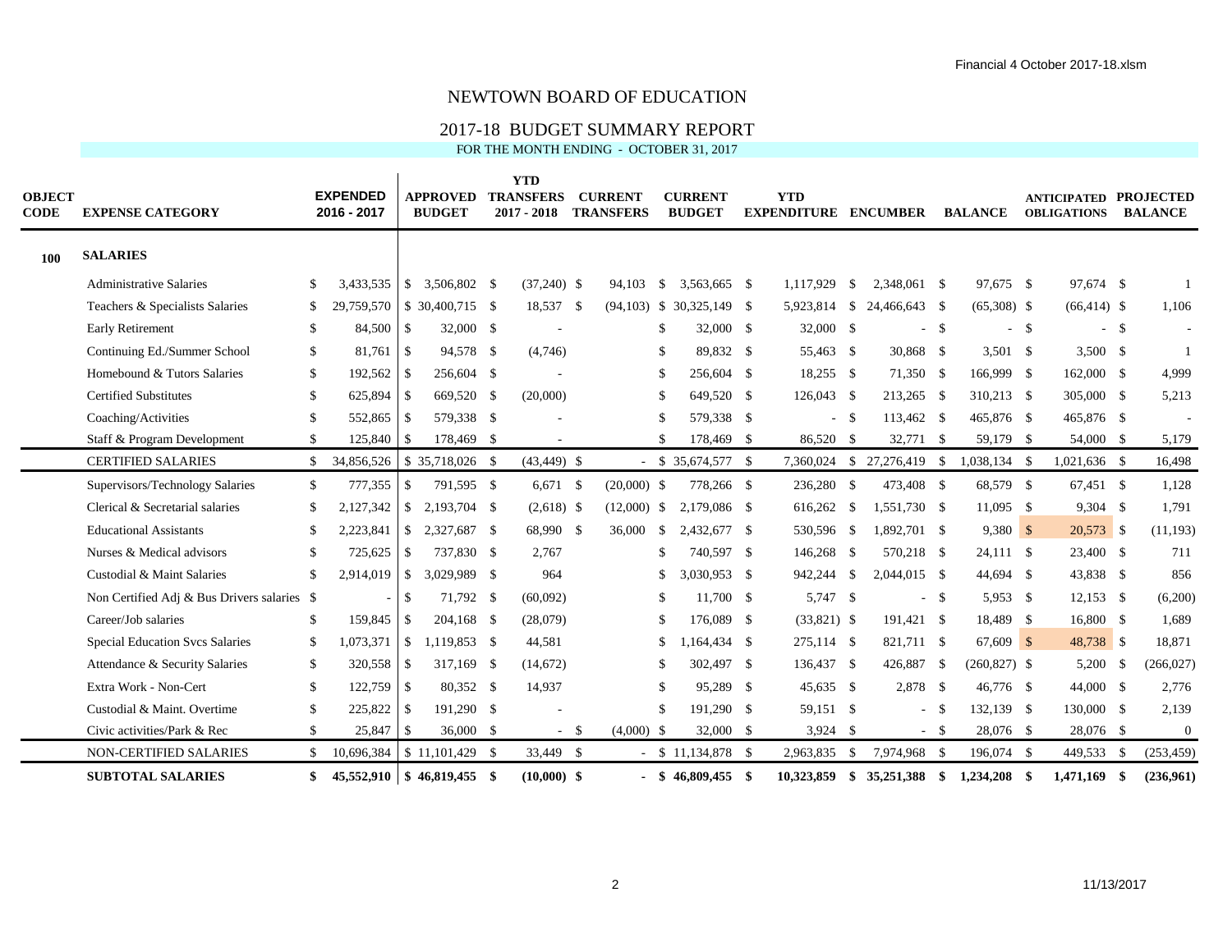# NEWTOWN BOARD OF EDUCATION

## 2017-18 BUDGET SUMMARY REPORT

FOR THE MONTH ENDING - OCTOBER 31, 2017

| OBJECT CODE | EXPENSE CATEGORY | EXPENDED 2016 - 2017 | APPROVED BUDGET | YTD TRANSFERS 2017 - 2018 | CURRENT TRANSFERS | CURRENT BUDGET | YTD EXPENDITURE | ENCUMBER | BALANCE | ANTICIPATED OBLIGATIONS | PROJECTED BALANCE |
|---|---|---|---|---|---|---|---|---|---|---|---|
| 100 | **SALARIES** | | | | | | | | | | |
| | Administrative Salaries | $ 3,433,535 | $ 3,506,802 | $ (37,240) | $ 94,103 | $ 3,563,665 | $ 1,117,929 | $ 2,348,061 | $ 97,675 | $ 97,674 | $ 1 |
| | Teachers & Specialists Salaries | $ 29,759,570 | $ 30,400,715 | $ 18,537 | $ (94,103) | $ 30,325,149 | $ 5,923,814 | $ 24,466,643 | $ (65,308) | $ (66,414) | $ 1,106 |
| | Early Retirement | $ 84,500 | $ 32,000 | $ - | | $ 32,000 | $ 32,000 | $ - | $ - | $ - | $ - |
| | Continuing Ed./Summer School | $ 81,761 | $ 94,578 | $ (4,746) | | $ 89,832 | $ 55,463 | $ 30,868 | $ 3,501 | $ 3,500 | $ 1 |
| | Homebound & Tutors Salaries | $ 192,562 | $ 256,604 | $ - | | $ 256,604 | $ 18,255 | $ 71,350 | $ 166,999 | $ 162,000 | $ 4,999 |
| | Certified Substitutes | $ 625,894 | $ 669,520 | $ (20,000) | | $ 649,520 | $ 126,043 | $ 213,265 | $ 310,213 | $ 305,000 | $ 5,213 |
| | Coaching/Activities | $ 552,865 | $ 579,338 | $ - | | $ 579,338 | $ - | $ 113,462 | $ 465,876 | $ 465,876 | $ - |
| | Staff & Program Development | $ 125,840 | $ 178,469 | $ - | | $ 178,469 | $ 86,520 | $ 32,771 | $ 59,179 | $ 54,000 | $ 5,179 |
| | CERTIFIED SALARIES | $ 34,856,526 | $ 35,718,026 | $ (43,449) | $ - | $ 35,674,577 | $ 7,360,024 | $ 27,276,419 | $ 1,038,134 | $ 1,021,636 | $ 16,498 |
| | Supervisors/Technology Salaries | $ 777,355 | $ 791,595 | $ 6,671 | $ (20,000) | $ 778,266 | $ 236,280 | $ 473,408 | $ 68,579 | $ 67,451 | $ 1,128 |
| | Clerical & Secretarial salaries | $ 2,127,342 | $ 2,193,704 | $ (2,618) | $ (12,000) | $ 2,179,086 | $ 616,262 | $ 1,551,730 | $ 11,095 | $ 9,304 | $ 1,791 |
| | Educational Assistants | $ 2,223,841 | $ 2,327,687 | $ 68,990 | $ 36,000 | $ 2,432,677 | $ 530,596 | $ 1,892,701 | $ 9,380 | $ 20,573 | $ (11,193) |
| | Nurses & Medical advisors | $ 725,625 | $ 737,830 | $ 2,767 | | $ 740,597 | $ 146,268 | $ 570,218 | $ 24,111 | $ 23,400 | $ 711 |
| | Custodial & Maint Salaries | $ 2,914,019 | $ 3,029,989 | $ 964 | | $ 3,030,953 | $ 942,244 | $ 2,044,015 | $ 44,694 | $ 43,838 | $ 856 |
| | Non Certified Adj & Bus Drivers salaries | $ - | $ 71,792 | $ (60,092) | | $ 11,700 | $ 5,747 | $ - | $ 5,953 | $ 12,153 | $ (6,200) |
| | Career/Job salaries | $ 159,845 | $ 204,168 | $ (28,079) | | $ 176,089 | $ (33,821) | $ 191,421 | $ 18,489 | $ 16,800 | $ 1,689 |
| | Special Education Svcs Salaries | $ 1,073,371 | $ 1,119,853 | $ 44,581 | | $ 1,164,434 | $ 275,114 | $ 821,711 | $ 67,609 | $ 48,738 | $ 18,871 |
| | Attendance & Security Salaries | $ 320,558 | $ 317,169 | $ (14,672) | | $ 302,497 | $ 136,437 | $ 426,887 | $ (260,827) | $ 5,200 | $ (266,027) |
| | Extra Work - Non-Cert | $ 122,759 | $ 80,352 | $ 14,937 | | $ 95,289 | $ 45,635 | $ 2,878 | $ 46,776 | $ 44,000 | $ 2,776 |
| | Custodial & Maint. Overtime | $ 225,822 | $ 191,290 | $ - | | $ 191,290 | $ 59,151 | $ - | $ 132,139 | $ 130,000 | $ 2,139 |
| | Civic activities/Park & Rec | $ 25,847 | $ 36,000 | $ - | $ (4,000) | $ 32,000 | $ 3,924 | $ - | $ 28,076 | $ 28,076 | $ 0 |
| | NON-CERTIFIED SALARIES | $ 10,696,384 | $ 11,101,429 | $ 33,449 | $ - | $ 11,134,878 | $ 2,963,835 | $ 7,974,968 | $ 196,074 | $ 449,533 | $ (253,459) |
| | **SUBTOTAL SALARIES** | **$ 45,552,910** | **$ 46,819,455** | **$ (10,000)** | **$ -** | **$ 46,809,455** | **$ 10,323,859** | **$ 35,251,388** | **$ 1,234,208** | **$ 1,471,169** | **$ (236,961)** |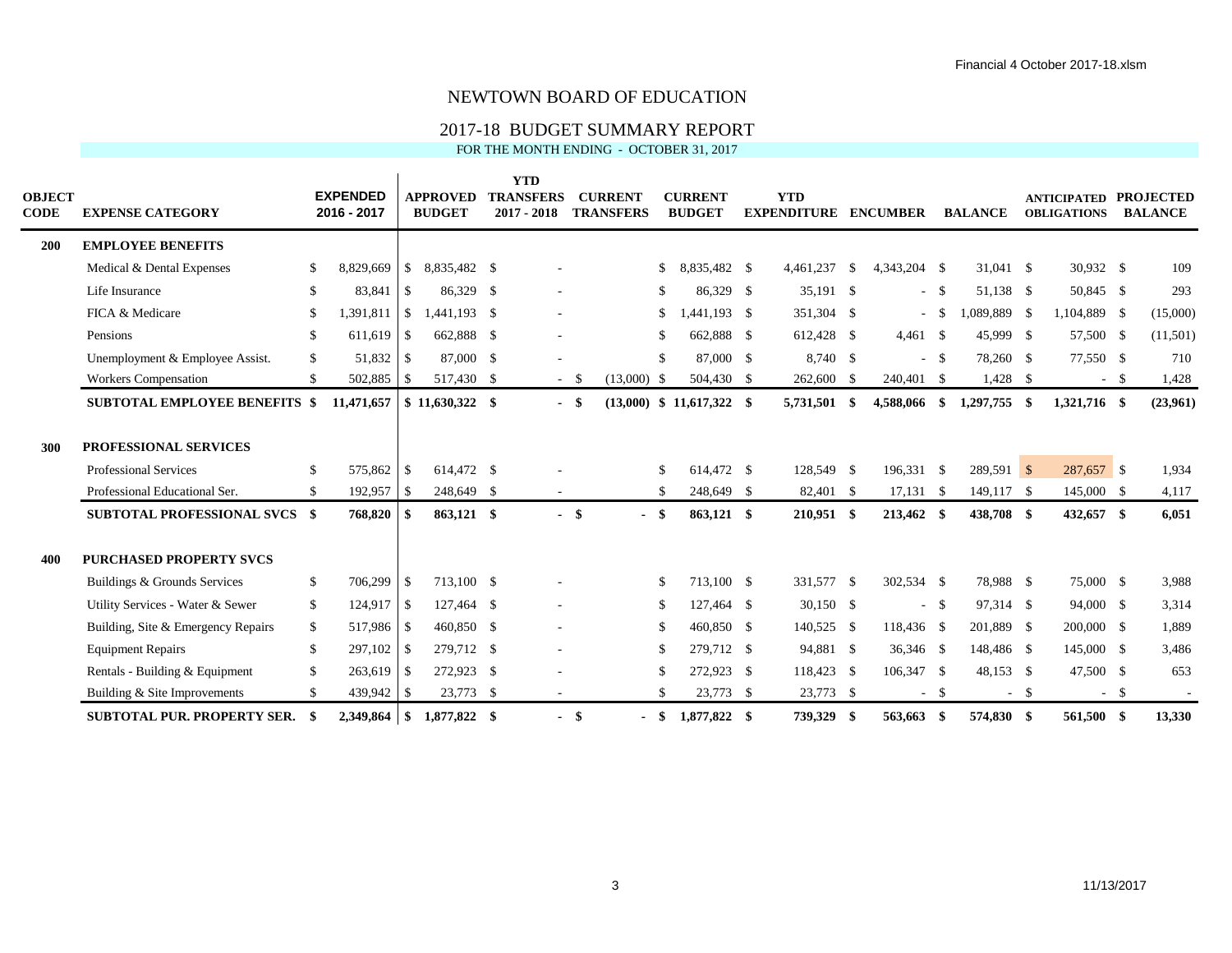# NEWTOWN BOARD OF EDUCATION

## 2017-18 BUDGET SUMMARY REPORT

FOR THE MONTH ENDING - OCTOBER 31, 2017

| OBJECT CODE | EXPENSE CATEGORY | EXPENDED 2016 - 2017 | APPROVED BUDGET | YTD TRANSFERS 2017 - 2018 | CURRENT TRANSFERS | CURRENT BUDGET | YTD EXPENDITURE | ENCUMBER | BALANCE | ANTICIPATED OBLIGATIONS | PROJECTED BALANCE |
|---|---|---|---|---|---|---|---|---|---|---|---|
| **200** | **EMPLOYEE BENEFITS** | | | | | | | | | | |
| | Medical & Dental Expenses | $ 8,829,669 | $ 8,835,482 | $ - | | $ 8,835,482 | $ 4,461,237 | $ 4,343,204 | $ 31,041 | $ 30,932 | $ 109 |
| | Life Insurance | $ 83,841 | $ 86,329 | $ - | | $ 86,329 | $ 35,191 | $ - | $ 51,138 | $ 50,845 | $ 293 |
| | FICA & Medicare | $ 1,391,811 | $ 1,441,193 | $ - | | $ 1,441,193 | $ 351,304 | $ - | $ 1,089,889 | $ 1,104,889 | $ (15,000) |
| | Pensions | $ 611,619 | $ 662,888 | $ - | | $ 662,888 | $ 612,428 | $ 4,461 | $ 45,999 | $ 57,500 | $ (11,501) |
| | Unemployment & Employee Assist. | $ 51,832 | $ 87,000 | $ - | | $ 87,000 | $ 8,740 | $ - | $ 78,260 | $ 77,550 | $ 710 |
| | Workers Compensation | $ 502,885 | $ 517,430 | $ - | $ (13,000) | $ 504,430 | $ 262,600 | $ 240,401 | $ 1,428 | $ - | $ 1,428 |
| | **SUBTOTAL EMPLOYEE BENEFITS** | **$ 11,471,657** | **$ 11,630,322** | **$ -** | **$ (13,000)** | **$ 11,617,322** | **$ 5,731,501** | **$ 4,588,066** | **$ 1,297,755** | **$ 1,321,716** | **$ (23,961)** |
| **300** | **PROFESSIONAL SERVICES** | | | | | | | | | | |
| | Professional Services | $ 575,862 | $ 614,472 | $ - | | $ 614,472 | $ 128,549 | $ 196,331 | $ 289,591 | $ 287,657 | $ 1,934 |
| | Professional Educational Ser. | $ 192,957 | $ 248,649 | $ - | | $ 248,649 | $ 82,401 | $ 17,131 | $ 149,117 | $ 145,000 | $ 4,117 |
| | **SUBTOTAL PROFESSIONAL SVCS** | **$ 768,820** | **$ 863,121** | **$ -** | **$ -** | **$ 863,121** | **$ 210,951** | **$ 213,462** | **$ 438,708** | **$ 432,657** | **$ 6,051** |
| **400** | **PURCHASED PROPERTY SVCS** | | | | | | | | | | |
| | Buildings & Grounds Services | $ 706,299 | $ 713,100 | $ - | | $ 713,100 | $ 331,577 | $ 302,534 | $ 78,988 | $ 75,000 | $ 3,988 |
| | Utility Services - Water & Sewer | $ 124,917 | $ 127,464 | $ - | | $ 127,464 | $ 30,150 | $ - | $ 97,314 | $ 94,000 | $ 3,314 |
| | Building, Site & Emergency Repairs | $ 517,986 | $ 460,850 | $ - | | $ 460,850 | $ 140,525 | $ 118,436 | $ 201,889 | $ 200,000 | $ 1,889 |
| | Equipment Repairs | $ 297,102 | $ 279,712 | $ - | | $ 279,712 | $ 94,881 | $ 36,346 | $ 148,486 | $ 145,000 | $ 3,486 |
| | Rentals - Building & Equipment | $ 263,619 | $ 272,923 | $ - | | $ 272,923 | $ 118,423 | $ 106,347 | $ 48,153 | $ 47,500 | $ 653 |
| | Building & Site Improvements | $ 439,942 | $ 23,773 | $ - | | $ 23,773 | $ 23,773 | $ - | $ - | $ - | $ - |
| | **SUBTOTAL PUR. PROPERTY SER.** | **$ 2,349,864** | **$ 1,877,822** | **$ -** | **$ -** | **$ 1,877,822** | **$ 739,329** | **$ 563,663** | **$ 574,830** | **$ 561,500** | **$ 13,330** |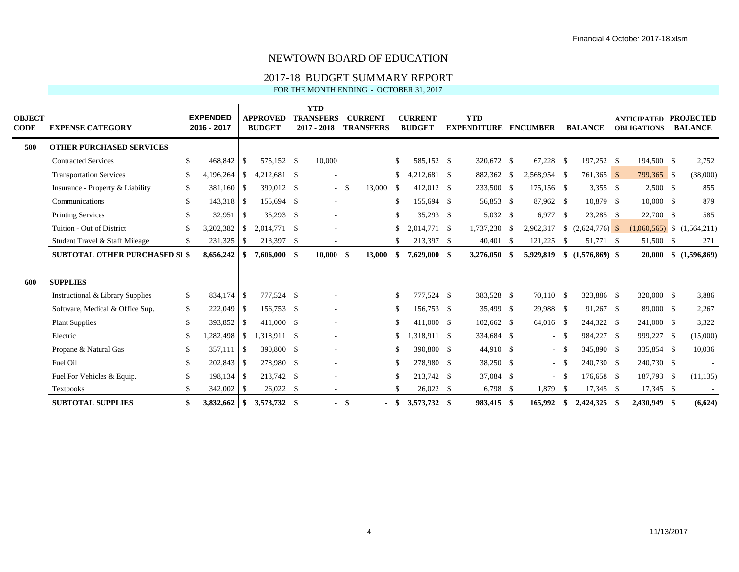# NEWTOWN BOARD OF EDUCATION

## 2017-18 BUDGET SUMMARY REPORT

FOR THE MONTH ENDING - OCTOBER 31, 2017

| OBJECT CODE | EXPENSE CATEGORY | EXPENDED 2016 - 2017 | APPROVED BUDGET | YTD TRANSFERS 2017 - 2018 | CURRENT TRANSFERS | CURRENT BUDGET | YTD EXPENDITURE | ENCUMBER | BALANCE | ANTICIPATED OBLIGATIONS | PROJECTED BALANCE |
|---|---|---|---|---|---|---|---|---|---|---|---|
| **500** | **OTHER PURCHASED SERVICES** | | | | | | | | | | |
| | Contracted Services | $ 468,842 | $ 575,152 | $ 10,000 | | $ 585,152 | $ 320,672 | $ 67,228 | $ 197,252 | $ 194,500 | $ 2,752 |
| | Transportation Services | $ 4,196,264 | $ 4,212,681 | $ - | | $ 4,212,681 | $ 882,362 | $ 2,568,954 | $ 761,365 | $ 799,365 | $ (38,000) |
| | Insurance - Property & Liability | $ 381,160 | $ 399,012 | $ - | $ 13,000 | $ 412,012 | $ 233,500 | $ 175,156 | $ 3,355 | $ 2,500 | $ 855 |
| | Communications | $ 143,318 | $ 155,694 | $ - | | $ 155,694 | $ 56,853 | $ 87,962 | $ 10,879 | $ 10,000 | $ 879 |
| | Printing Services | $ 32,951 | $ 35,293 | $ - | | $ 35,293 | $ 5,032 | $ 6,977 | $ 23,285 | $ 22,700 | $ 585 |
| | Tuition - Out of District | $ 3,202,382 | $ 2,014,771 | $ - | | $ 2,014,771 | $ 1,737,230 | $ 2,902,317 | $ (2,624,776) | $ (1,060,565) | $ (1,564,211) |
| | Student Travel & Staff Mileage | $ 231,325 | $ 213,397 | $ - | | $ 213,397 | $ 40,401 | $ 121,225 | $ 51,771 | $ 51,500 | $ 271 |
| | **SUBTOTAL OTHER PURCHASED SI** | **$ 8,656,242** | **$ 7,606,000** | **$ 10,000** | **$ 13,000** | **$ 7,629,000** | **$ 3,276,050** | **$ 5,929,819** | **$ (1,576,869)** | **$ 20,000** | **$ (1,596,869)** |
| **600** | **SUPPLIES** | | | | | | | | | | |
| | Instructional & Library Supplies | $ 834,174 | $ 777,524 | $ - | | $ 777,524 | $ 383,528 | $ 70,110 | $ 323,886 | $ 320,000 | $ 3,886 |
| | Software, Medical & Office Sup. | $ 222,049 | $ 156,753 | $ - | | $ 156,753 | $ 35,499 | $ 29,988 | $ 91,267 | $ 89,000 | $ 2,267 |
| | Plant Supplies | $ 393,852 | $ 411,000 | $ - | | $ 411,000 | $ 102,662 | $ 64,016 | $ 244,322 | $ 241,000 | $ 3,322 |
| | Electric | $ 1,282,498 | $ 1,318,911 | $ - | | $ 1,318,911 | $ 334,684 | $ - | $ 984,227 | $ 999,227 | $ (15,000) |
| | Propane & Natural Gas | $ 357,111 | $ 390,800 | $ - | | $ 390,800 | $ 44,910 | $ - | $ 345,890 | $ 335,854 | $ 10,036 |
| | Fuel Oil | $ 202,843 | $ 278,980 | $ - | | $ 278,980 | $ 38,250 | $ - | $ 240,730 | $ 240,730 | $ - |
| | Fuel For Vehicles & Equip. | $ 198,134 | $ 213,742 | $ - | | $ 213,742 | $ 37,084 | $ - | $ 176,658 | $ 187,793 | $ (11,135) |
| | Textbooks | $ 342,002 | $ 26,022 | $ - | | $ 26,022 | $ 6,798 | $ 1,879 | $ 17,345 | $ 17,345 | $ - |
| | **SUBTOTAL SUPPLIES** | **$ 3,832,662** | **$ 3,573,732** | **$ -** | **$ -** | **$ 3,573,732** | **$ 983,415** | **$ 165,992** | **$ 2,424,325** | **$ 2,430,949** | **$ (6,624)** |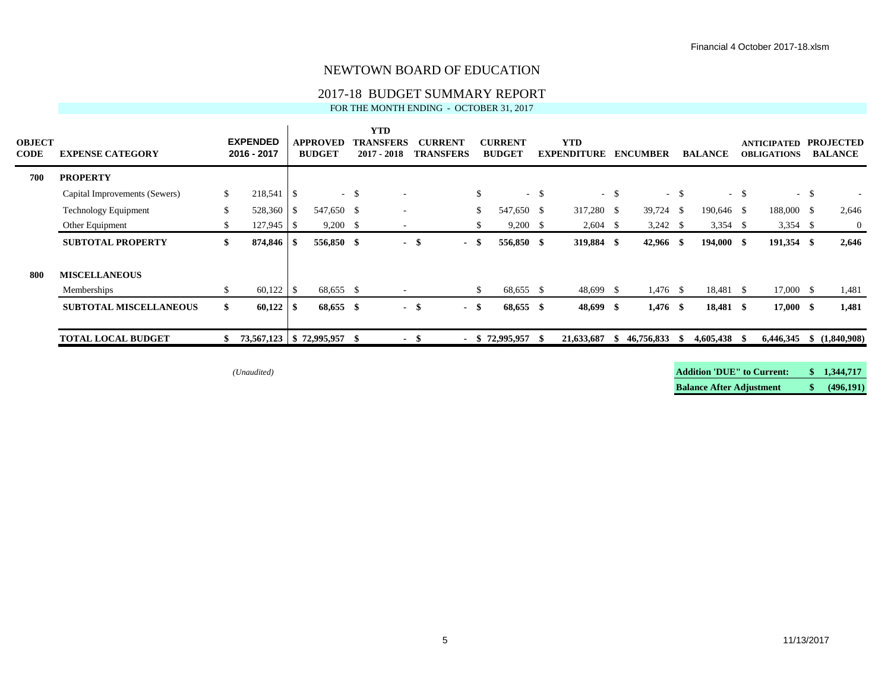# NEWTOWN BOARD OF EDUCATION

## 2017-18 BUDGET SUMMARY REPORT

FOR THE MONTH ENDING - OCTOBER 31, 2017

| OBJECT CODE | EXPENSE CATEGORY | EXPENDED 2016 - 2017 | APPROVED BUDGET | YTD TRANSFERS 2017 - 2018 | CURRENT TRANSFERS | CURRENT BUDGET | YTD EXPENDITURE | ENCUMBER | BALANCE | ANTICIPATED OBLIGATIONS | PROJECTED BALANCE |
|---|---|---|---|---|---|---|---|---|---|---|---|
| **700** | **PROPERTY** | | | | | | | | | | |
| | Capital Improvements (Sewers) | $ 218,541 | $ - | $ - | | $ - | $ - | $ - | $ - | $ - | $ - |
| | Technology Equipment | $ 528,360 | $ 547,650 | $ - | | $ 547,650 | $ 317,280 | $ 39,724 | $ 190,646 | $ 188,000 | $ 2,646 |
| | Other Equipment | $ 127,945 | $ 9,200 | $ - | | $ 9,200 | $ 2,604 | $ 3,242 | $ 3,354 | $ 3,354 | $ 0 |
| | **SUBTOTAL PROPERTY** | **$ 874,846** | **$ 556,850** | **$ -** | **$ -** | **$ 556,850** | **$ 319,884** | **$ 42,966** | **$ 194,000** | **$ 191,354** | **$ 2,646** |
| **800** | **MISCELLANEOUS** | | | | | | | | | | |
| | Memberships | $ 60,122 | $ 68,655 | $ - | | $ 68,655 | $ 48,699 | $ 1,476 | $ 18,481 | $ 17,000 | $ 1,481 |
| | **SUBTOTAL MISCELLANEOUS** | **$ 60,122** | **$ 68,655** | **$ -** | **$ -** | **$ 68,655** | **$ 48,699** | **$ 1,476** | **$ 18,481** | **$ 17,000** | **$ 1,481** |
| | **TOTAL LOCAL BUDGET** | **$ 73,567,123** | **$ 72,995,957** | **$ -** | **$ -** | **$ 72,995,957** | **$ 21,633,687** | **$ 46,756,833** | **$ 4,605,438** | **$ 6,446,345** | **$ (1,840,908)** |

*(Unaudited)*

| | |
|---|---|
| **Addition 'DUE" to Current:** | **$ 1,344,717** |
| **Balance After Adjustment** | **$ (496,191)** |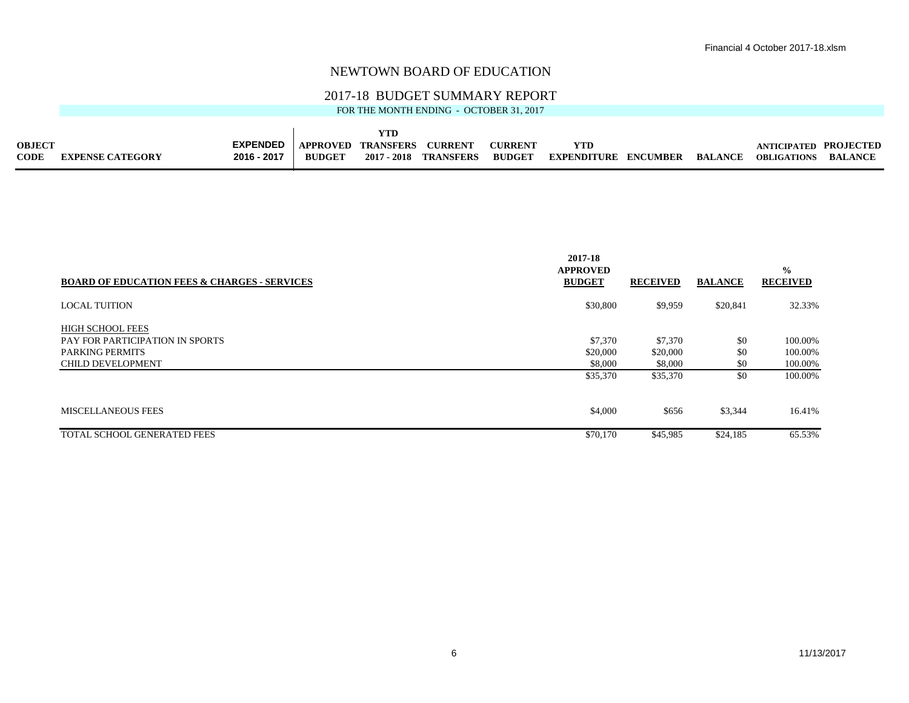# NEWTOWN BOARD OF EDUCATION

## 2017-18 BUDGET SUMMARY REPORT

FOR THE MONTH ENDING - OCTOBER 31, 2017

| OBJECT CODE | EXPENSE CATEGORY | EXPENDED 2016 - 2017 | APPROVED BUDGET | YTD TRANSFERS 2017 - 2018 | CURRENT TRANSFERS | CURRENT BUDGET | YTD EXPENDITURE | ENCUMBER | BALANCE | ANTICIPATED OBLIGATIONS | PROJECTED BALANCE |
|---|---|---|---|---|---|---|---|---|---|---|---|

| BOARD OF EDUCATION FEES & CHARGES - SERVICES | 2017-18 APPROVED BUDGET | RECEIVED | BALANCE | % RECEIVED |
|---|---|---|---|---|
| LOCAL TUITION | $30,800 | $9,959 | $20,841 | 32.33% |
| HIGH SCHOOL FEES | | | | |
| PAY FOR PARTICIPATION IN SPORTS | $7,370 | $7,370 | $0 | 100.00% |
| PARKING PERMITS | $20,000 | $20,000 | $0 | 100.00% |
| CHILD DEVELOPMENT | $8,000 | $8,000 | $0 | 100.00% |
| | $35,370 | $35,370 | $0 | 100.00% |
| MISCELLANEOUS FEES | $4,000 | $656 | $3,344 | 16.41% |
| TOTAL SCHOOL GENERATED FEES | $70,170 | $45,985 | $24,185 | 65.53% |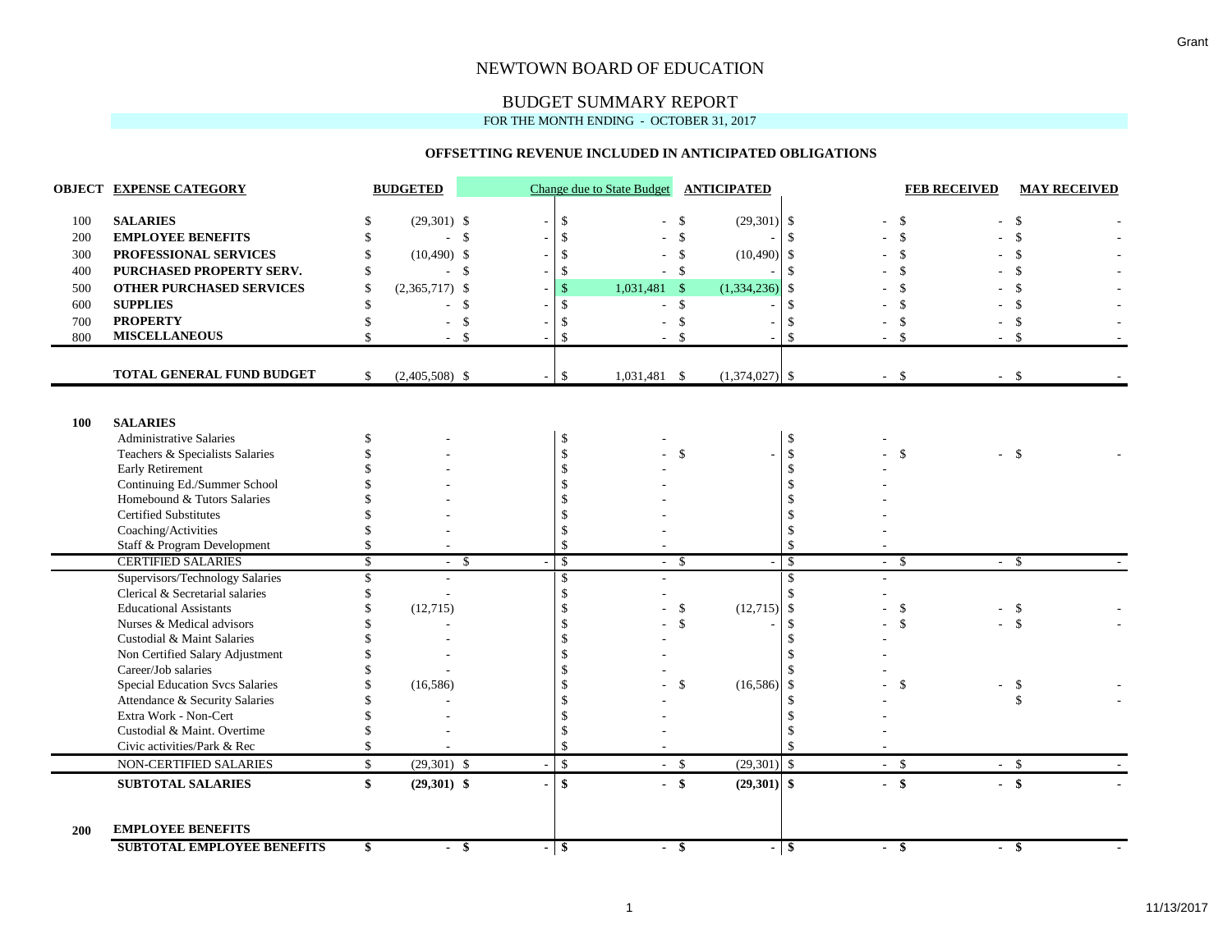# NEWTOWN BOARD OF EDUCATION

## BUDGET SUMMARY REPORT

FOR THE MONTH ENDING - OCTOBER 31, 2017

### OFFSETTING REVENUE INCLUDED IN ANTICIPATED OBLIGATIONS

| OBJECT | EXPENSE CATEGORY | BUDGETED | | Change due to State Budget | ANTICIPATED | | FEB RECEIVED | MAY RECEIVED |
|---|---|---|---|---|---|---|---|---|
| 100 | **SALARIES** | $ (29,301) | $ - | $ - | $ (29,301) | $ - | $ - | $ - |
| 200 | **EMPLOYEE BENEFITS** | $ - | $ - | $ - | $ - | $ - | $ - | $ - |
| 300 | **PROFESSIONAL SERVICES** | $ (10,490) | $ - | $ - | $ (10,490) | $ - | $ - | $ - |
| 400 | **PURCHASED PROPERTY SERV.** | $ - | $ - | $ - | $ - | $ - | $ - | $ - |
| 500 | **OTHER PURCHASED SERVICES** | $ (2,365,717) | $ - | $ 1,031,481 | $ (1,334,236) | $ - | $ - | $ - |
| 600 | **SUPPLIES** | $ - | $ - | $ - | $ - | $ - | $ - | $ - |
| 700 | **PROPERTY** | $ - | $ - | $ - | $ - | $ - | $ - | $ - |
| 800 | **MISCELLANEOUS** | $ - | $ - | $ - | $ - | $ - | $ - | $ - |
| | **TOTAL GENERAL FUND BUDGET** | $ (2,405,508) | $ - | $ 1,031,481 | $ (1,374,027) | $ - | $ - | $ - |
| **100** | **SALARIES** | | | | | | | |
| | Administrative Salaries | $ - | | $ - | | $ - | | |
| | Teachers & Specialists Salaries | $ - | | $ - | $ - | $ - | $ - | $ - |
| | Early Retirement | $ - | | $ - | | $ - | | |
| | Continuing Ed./Summer School | $ - | | $ - | | $ - | | |
| | Homebound & Tutors Salaries | $ - | | $ - | | $ - | | |
| | Certified Substitutes | $ - | | $ - | | $ - | | |
| | Coaching/Activities | $ - | | $ - | | $ - | | |
| | Staff & Program Development | $ - | | $ - | | $ - | | |
| | CERTIFIED SALARIES | $ - | $ - | $ - | $ - | $ - | $ - | $ - |
| | Supervisors/Technology Salaries | $ - | | $ - | | $ - | | |
| | Clerical & Secretarial salaries | $ - | | $ - | | $ - | | |
| | Educational Assistants | $ (12,715) | | $ - | $ (12,715) | $ - | $ - | $ - |
| | Nurses & Medical advisors | $ - | | $ - | $ - | $ - | $ - | $ - |
| | Custodial & Maint Salaries | $ - | | $ - | | $ - | | |
| | Non Certified Salary Adjustment | $ - | | $ - | | $ - | | |
| | Career/Job salaries | $ - | | $ - | | $ - | | |
| | Special Education Svcs Salaries | $ (16,586) | | $ - | $ (16,586) | $ - | $ - | $ - |
| | Attendance & Security Salaries | $ - | | $ - | | $ - | | $ - |
| | Extra Work - Non-Cert | $ - | | $ - | | $ - | | |
| | Custodial & Maint. Overtime | $ - | | $ - | | $ - | | |
| | Civic activities/Park & Rec | $ - | | $ - | | $ - | | |
| | NON-CERTIFIED SALARIES | $ (29,301) | $ - | $ - | $ (29,301) | $ - | $ - | $ - |
| | **SUBTOTAL SALARIES** | **$ (29,301)** | **$ -** | **$ -** | **$ (29,301)** | **$ -** | **$ -** | **$ -** |
| **200** | **EMPLOYEE BENEFITS** | | | | | | | |
| | **SUBTOTAL EMPLOYEE BENEFITS** | **$ -** | **$ -** | **$ -** | **$ -** | **$ -** | **$ -** | **$ -** |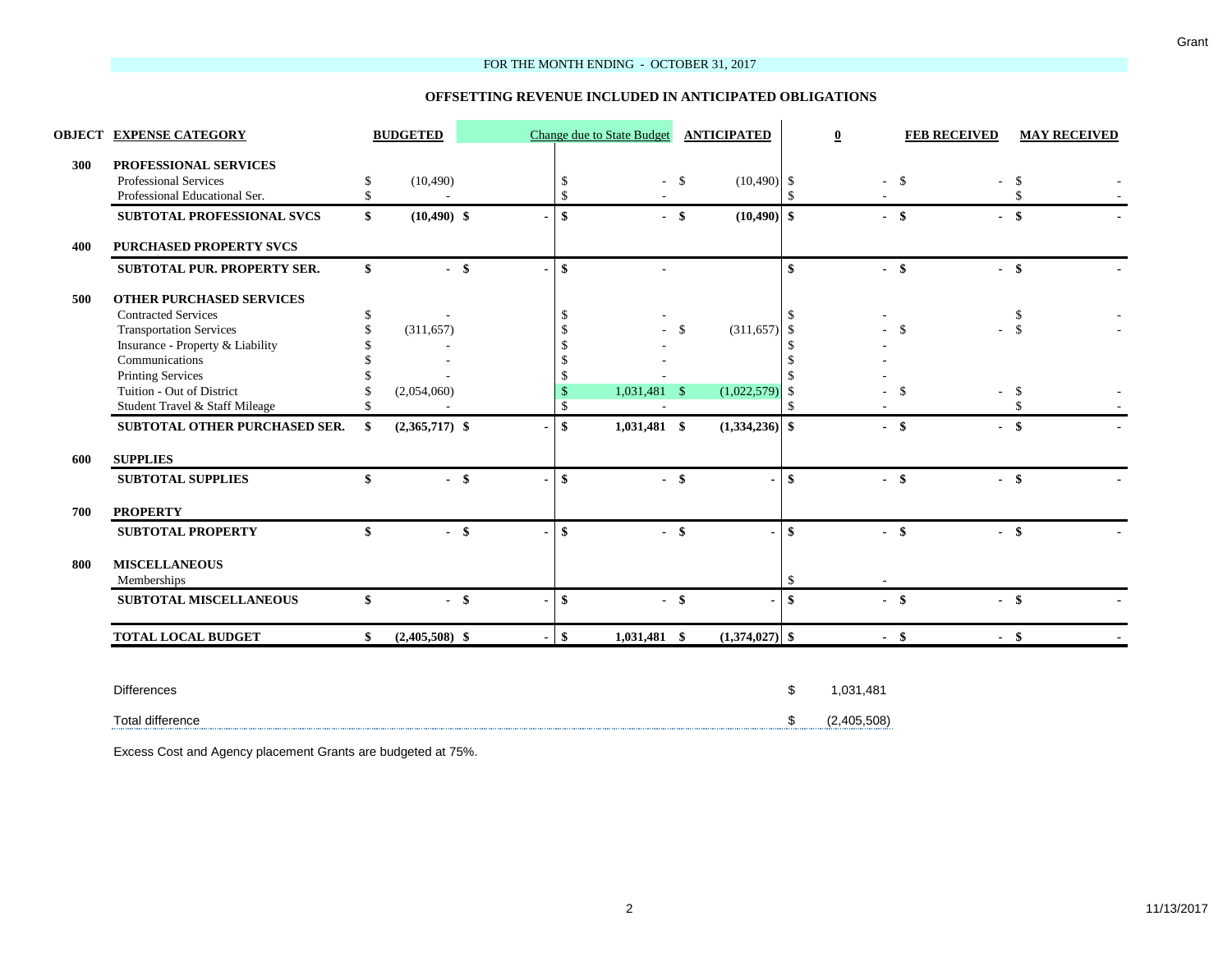Grant

FOR THE MONTH ENDING - OCTOBER 31, 2017

**OFFSETTING REVENUE INCLUDED IN ANTICIPATED OBLIGATIONS**

| OBJECT | EXPENSE CATEGORY | BUDGETED | | Change due to State Budget | ANTICIPATED | 0 | FEB RECEIVED | MAY RECEIVED |
|---|---|---|---|---|---|---|---|---|
| 300 | **PROFESSIONAL SERVICES** | | | | | | | |
| | Professional Services | $ (10,490) | | $ - | $ (10,490) | $ - | $ - | $ - |
| | Professional Educational Ser. | $ - | | $ - | | $ - | | $ - |
| | **SUBTOTAL PROFESSIONAL SVCS** | **$ (10,490)** | **$ -** | **$ -** | **$ (10,490)** | **$ -** | **$ -** | **$ -** |
| 400 | **PURCHASED PROPERTY SVCS** | | | | | | | |
| | **SUBTOTAL PUR. PROPERTY SER.** | **$ -** | **$ -** | **$ -** | | **$ -** | **$ -** | **$ -** |
| 500 | **OTHER PURCHASED SERVICES** | | | | | | | |
| | Contracted Services | $ - | | $ - | | $ - | | $ - |
| | Transportation Services | $ (311,657) | | $ - | $ (311,657) | $ - | $ - | $ - |
| | Insurance - Property & Liability | $ - | | $ - | | $ - | | |
| | Communications | $ - | | $ - | | $ - | | |
| | Printing Services | $ - | | $ - | | $ - | | |
| | Tuition - Out of District | $ (2,054,060) | | $ 1,031,481 | $ (1,022,579) | $ - | $ - | $ - |
| | Student Travel & Staff Mileage | $ - | | $ - | | $ - | | $ - |
| | **SUBTOTAL OTHER PURCHASED SER.** | **$ (2,365,717)** | **$ -** | **$ 1,031,481** | **$ (1,334,236)** | **$ -** | **$ -** | **$ -** |
| 600 | **SUPPLIES** | | | | | | | |
| | **SUBTOTAL SUPPLIES** | **$ -** | **$ -** | **$ -** | **$ -** | **$ -** | **$ -** | **$ -** |
| 700 | **PROPERTY** | | | | | | | |
| | **SUBTOTAL PROPERTY** | **$ -** | **$ -** | **$ -** | **$ -** | **$ -** | **$ -** | **$ -** |
| 800 | **MISCELLANEOUS** | | | | | | | |
| | Memberships | | | | | $ - | | |
| | **SUBTOTAL MISCELLANEOUS** | **$ -** | **$ -** | **$ -** | **$ -** | **$ -** | **$ -** | **$ -** |
| | **TOTAL LOCAL BUDGET** | **$ (2,405,508)** | **$ -** | **$ 1,031,481** | **$ (1,374,027)** | **$ -** | **$ -** | **$ -** |

| | |
|---|---|
| Differences | $ 1,031,481 |
| Total difference | $ (2,405,508) |

Excess Cost and Agency placement Grants are budgeted at 75%.

11/13/2017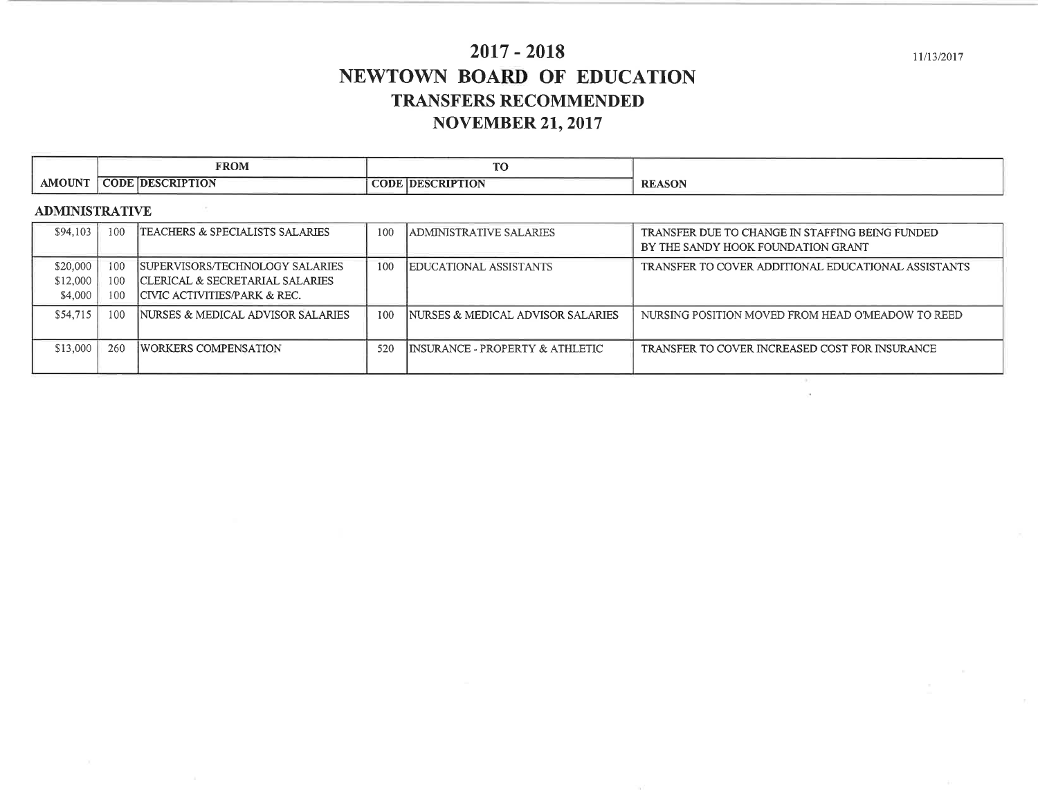# 2017 - 2018

# NEWTOWN BOARD OF EDUCATION

## TRANSFERS RECOMMENDED

## NOVEMBER 21, 2017

11/13/2017

| | FROM | | TO | | |
|---|---|---|---|---|---|
| AMOUNT | CODE | DESCRIPTION | CODE | DESCRIPTION | REASON |
| **ADMINISTRATIVE** | | | | | |
| $94,103 | 100 | TEACHERS & SPECIALISTS SALARIES | 100 | ADMINISTRATIVE SALARIES | TRANSFER DUE TO CHANGE IN STAFFING BEING FUNDED BY THE SANDY HOOK FOUNDATION GRANT |
| $20,000<br>$12,000<br>$4,000 | 100<br>100<br>100 | SUPERVISORS/TECHNOLOGY SALARIES<br>CLERICAL & SECRETARIAL SALARIES<br>CIVIC ACTIVITIES/PARK & REC. | 100 | EDUCATIONAL ASSISTANTS | TRANSFER TO COVER ADDITIONAL EDUCATIONAL ASSISTANTS |
| $54,715 | 100 | NURSES & MEDICAL ADVISOR SALARIES | 100 | NURSES & MEDICAL ADVISOR SALARIES | NURSING POSITION MOVED FROM HEAD O'MEADOW TO REED |
| $13,000 | 260 | WORKERS COMPENSATION | 520 | INSURANCE - PROPERTY & ATHLETIC | TRANSFER TO COVER INCREASED COST FOR INSURANCE |